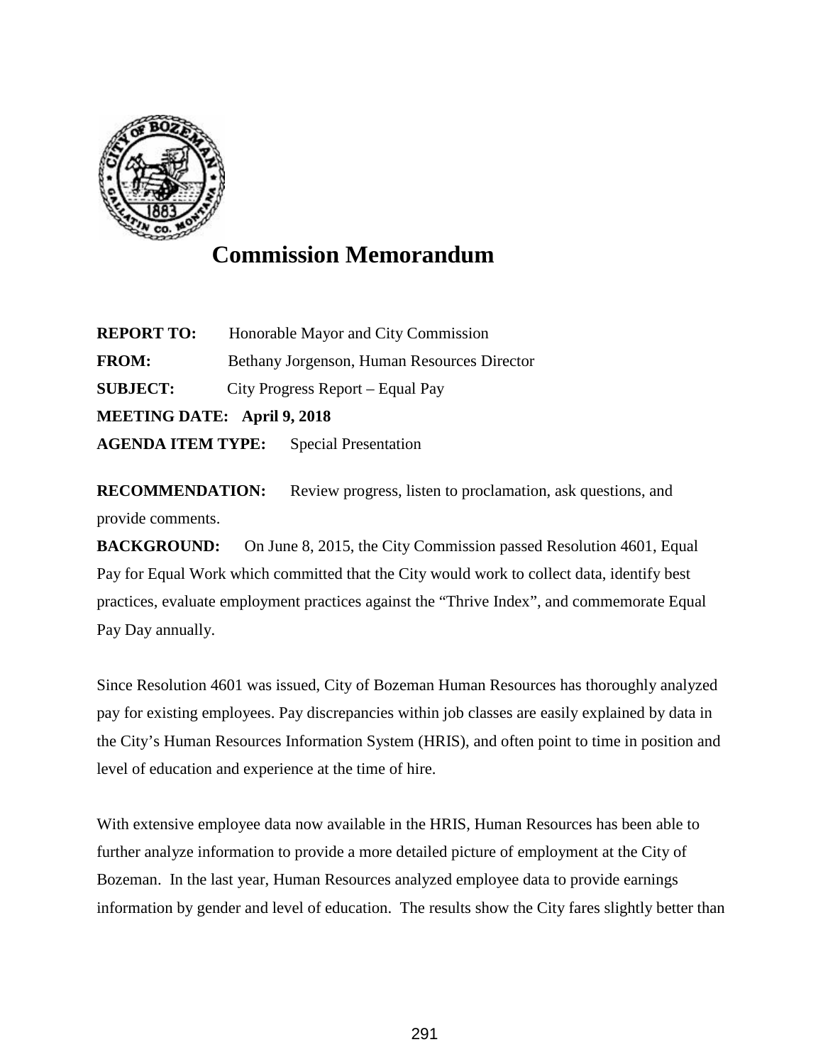# Commission Memorandum

**REPORT TO:** Honorable Mayor and City Commission

**FROM:** Bethany Jorgenson, Human Resources Director

**SUBJECT:** City Progress Report – Equal Pay

**MEETING DATE: April 9, 2018**

**AGENDA ITEM TYPE:** Special Presentation

**RECOMMENDATION:** Review progress, listen to proclamation, ask questions, and provide comments.

**BACKGROUND:** On June 8, 2015, the City Commission passed Resolution 4601, Equal Pay for Equal Work which committed that the City would work to collect data, identify best practices, evaluate employment practices against the "Thrive Index", and commemorate Equal Pay Day annually.

Since Resolution 4601 was issued, City of Bozeman Human Resources has thoroughly analyzed pay for existing employees. Pay discrepancies within job classes are easily explained by data in the City's Human Resources Information System (HRIS), and often point to time in position and level of education and experience at the time of hire.

With extensive employee data now available in the HRIS, Human Resources has been able to further analyze information to provide a more detailed picture of employment at the City of Bozeman. In the last year, Human Resources analyzed employee data to provide earnings information by gender and level of education. The results show the City fares slightly better than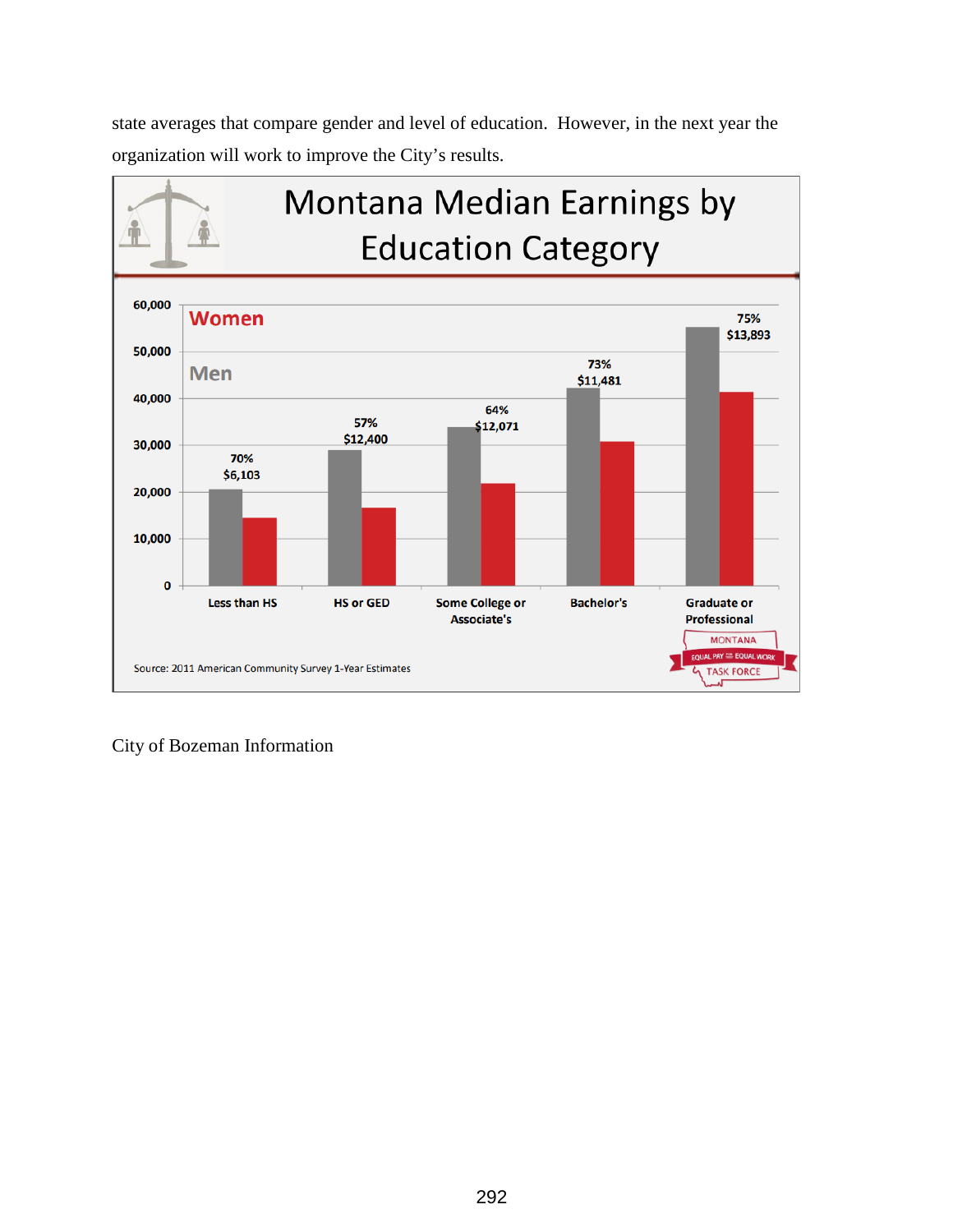state averages that compare gender and level of education. However, in the next year the organization will work to improve the City's results.

**Montana Median Earnings by Education Category**

| Education Category | Gap (% women earn of men) | Difference |
| --- | --- | --- |
| Less than HS | 70% | $6,103 |
| HS or GED | 57% | $12,400 |
| Some College or Associate's | 64% | $12,071 |
| Bachelor's | 73% | $11,481 |
| Graduate or Professional | 75% | $13,893 |

Source: 2011 American Community Survey 1-Year Estimates

City of Bozeman Information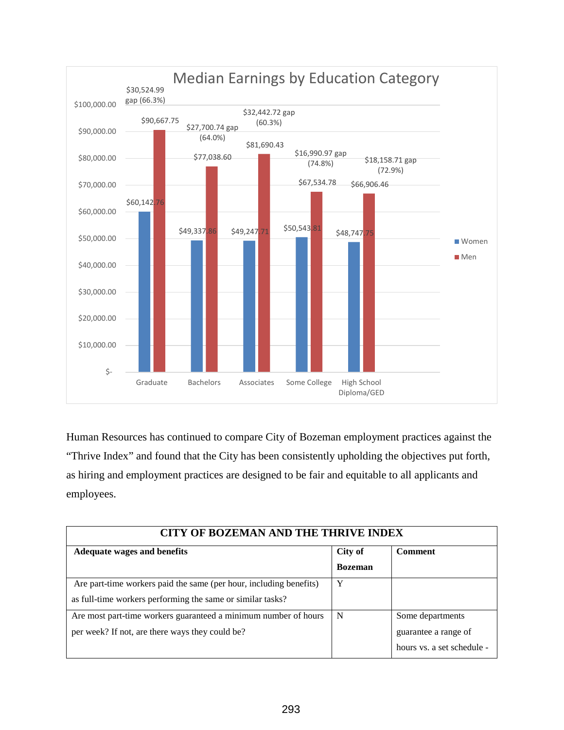**Median Earnings by Education Category**

| Education Category | Women | Men | Gap |
|---|---|---|---|
| Graduate | $60,142.76 | $90,667.75 | $30,524.99 gap (66.3%) |
| Bachelors | $49,337.86 | $77,038.60 | $27,700.74 gap (64.0%) |
| Associates | $49,247.71 | $81,690.43 | $32,442.72 gap (60.3%) |
| Some College | $50,543.81 | $67,534.78 | $16,990.97 gap (74.8%) |
| High School Diploma/GED | $48,747.75 | $66,906.46 | $18,158.71 gap (72.9%) |

Human Resources has continued to compare City of Bozeman employment practices against the "Thrive Index" and found that the City has been consistently upholding the objectives put forth, as hiring and employment practices are designed to be fair and equitable to all applicants and employees.

| CITY OF BOZEMAN AND THE THRIVE INDEX | | |
|---|---|---|
| **Adequate wages and benefits** | **City of Bozeman** | **Comment** |
| Are part-time workers paid the same (per hour, including benefits) as full-time workers performing the same or similar tasks? | Y | |
| Are most part-time workers guaranteed a minimum number of hours per week? If not, are there ways they could be? | N | Some departments guarantee a range of hours vs. a set schedule - |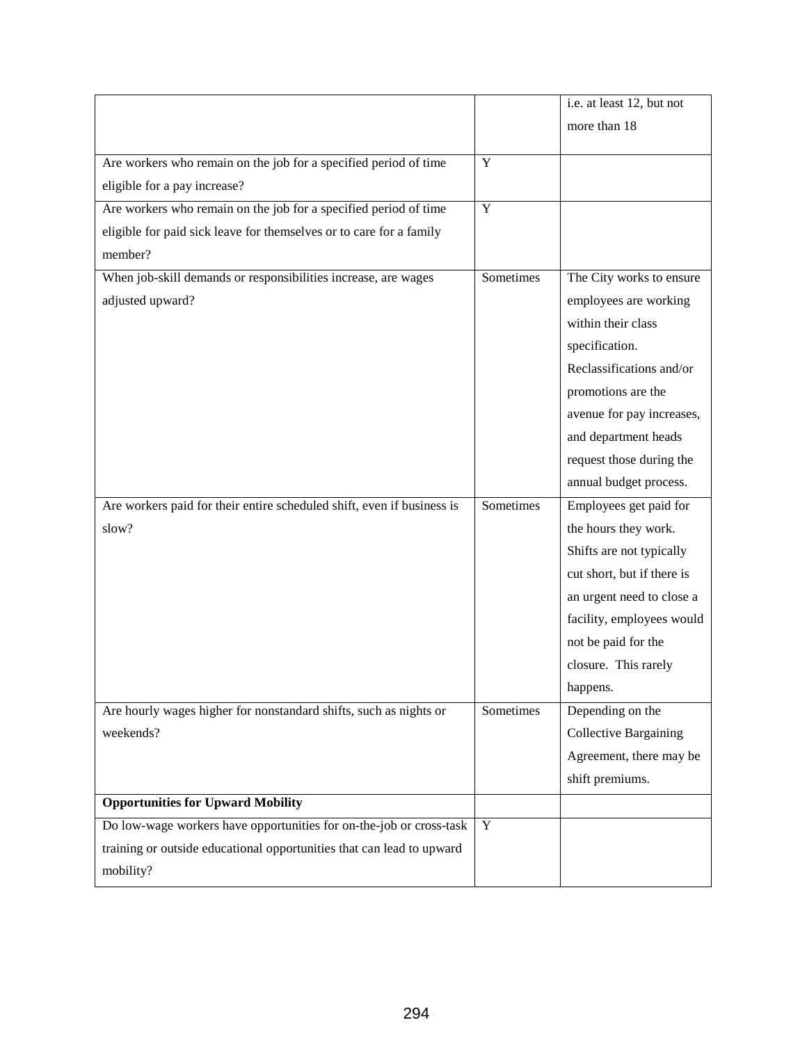| | | |
|---|---|---|
| | | i.e. at least 12, but not more than 18 |
| Are workers who remain on the job for a specified period of time eligible for a pay increase? | Y | |
| Are workers who remain on the job for a specified period of time eligible for paid sick leave for themselves or to care for a family member? | Y | |
| When job-skill demands or responsibilities increase, are wages adjusted upward? | Sometimes | The City works to ensure employees are working within their class specification. Reclassifications and/or promotions are the avenue for pay increases, and department heads request those during the annual budget process. |
| Are workers paid for their entire scheduled shift, even if business is slow? | Sometimes | Employees get paid for the hours they work. Shifts are not typically cut short, but if there is an urgent need to close a facility, employees would not be paid for the closure. This rarely happens. |
| Are hourly wages higher for nonstandard shifts, such as nights or weekends? | Sometimes | Depending on the Collective Bargaining Agreement, there may be shift premiums. |
| **Opportunities for Upward Mobility** | | |
| Do low-wage workers have opportunities for on-the-job or cross-task training or outside educational opportunities that can lead to upward mobility? | Y | |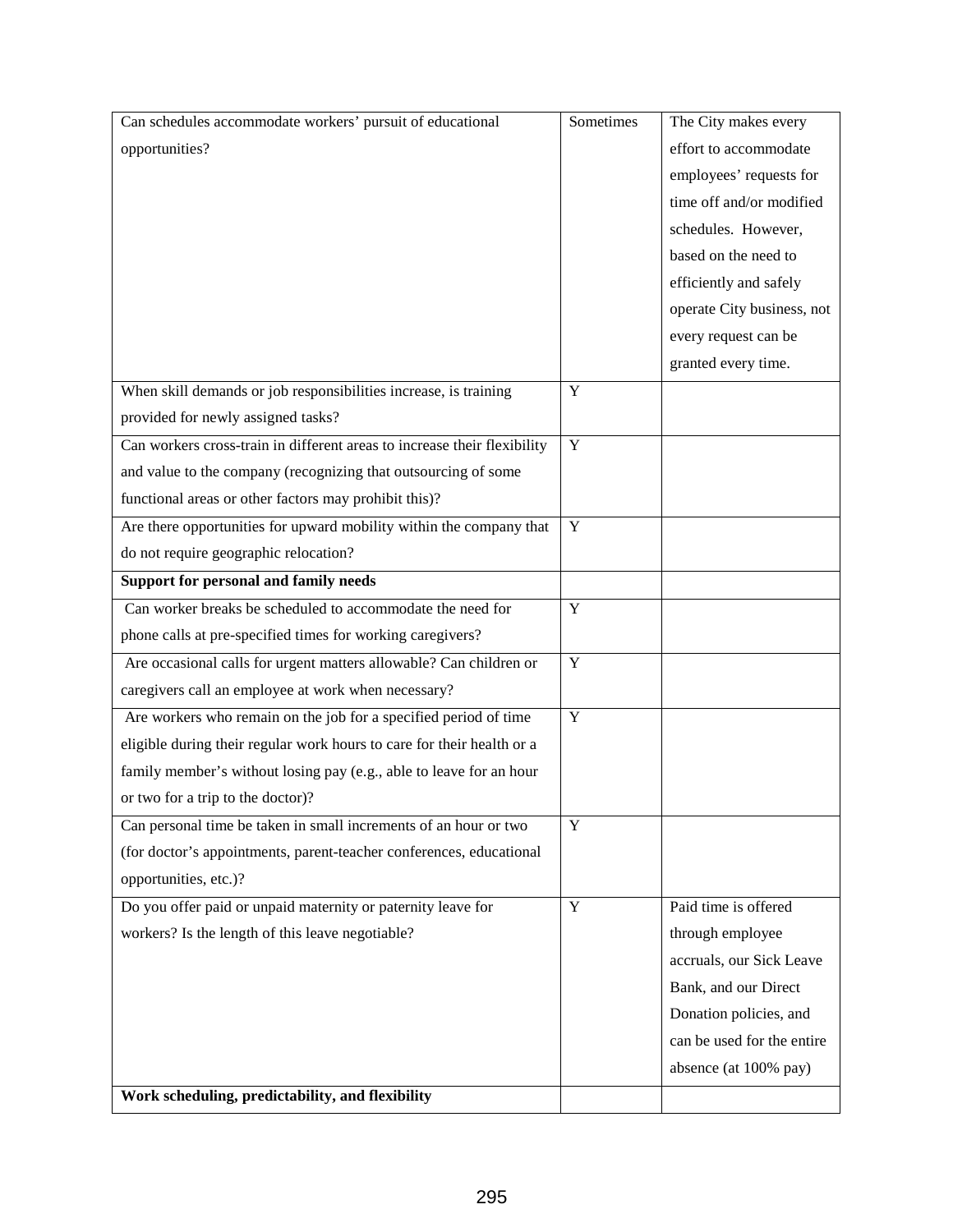| | | |
|---|---|---|
| Can schedules accommodate workers' pursuit of educational opportunities? | Sometimes | The City makes every effort to accommodate employees' requests for time off and/or modified schedules. However, based on the need to efficiently and safely operate City business, not every request can be granted every time. |
| When skill demands or job responsibilities increase, is training provided for newly assigned tasks? | Y | |
| Can workers cross-train in different areas to increase their flexibility and value to the company (recognizing that outsourcing of some functional areas or other factors may prohibit this)? | Y | |
| Are there opportunities for upward mobility within the company that do not require geographic relocation? | Y | |
| **Support for personal and family needs** | | |
| Can worker breaks be scheduled to accommodate the need for phone calls at pre-specified times for working caregivers? | Y | |
| Are occasional calls for urgent matters allowable? Can children or caregivers call an employee at work when necessary? | Y | |
| Are workers who remain on the job for a specified period of time eligible during their regular work hours to care for their health or a family member's without losing pay (e.g., able to leave for an hour or two for a trip to the doctor)? | Y | |
| Can personal time be taken in small increments of an hour or two (for doctor's appointments, parent-teacher conferences, educational opportunities, etc.)? | Y | |
| Do you offer paid or unpaid maternity or paternity leave for workers? Is the length of this leave negotiable? | Y | Paid time is offered through employee accruals, our Sick Leave Bank, and our Direct Donation policies, and can be used for the entire absence (at 100% pay) |
| **Work scheduling, predictability, and flexibility** | | |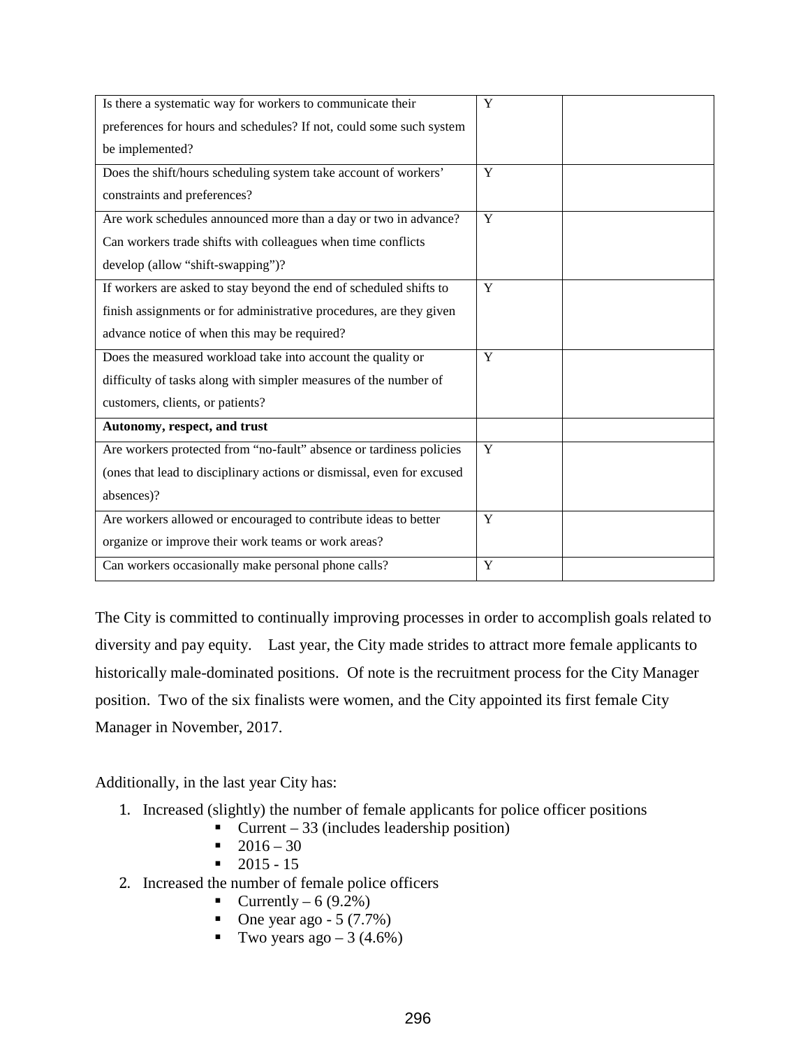| | | |
|---|---|---|
| Is there a systematic way for workers to communicate their preferences for hours and schedules? If not, could some such system be implemented? | Y | |
| Does the shift/hours scheduling system take account of workers' constraints and preferences? | Y | |
| Are work schedules announced more than a day or two in advance? Can workers trade shifts with colleagues when time conflicts develop (allow "shift-swapping")? | Y | |
| If workers are asked to stay beyond the end of scheduled shifts to finish assignments or for administrative procedures, are they given advance notice of when this may be required? | Y | |
| Does the measured workload take into account the quality or difficulty of tasks along with simpler measures of the number of customers, clients, or patients? | Y | |
| **Autonomy, respect, and trust** | | |
| Are workers protected from "no-fault" absence or tardiness policies (ones that lead to disciplinary actions or dismissal, even for excused absences)? | Y | |
| Are workers allowed or encouraged to contribute ideas to better organize or improve their work teams or work areas? | Y | |
| Can workers occasionally make personal phone calls? | Y | |

The City is committed to continually improving processes in order to accomplish goals related to diversity and pay equity. Last year, the City made strides to attract more female applicants to historically male-dominated positions. Of note is the recruitment process for the City Manager position. Two of the six finalists were women, and the City appointed its first female City Manager in November, 2017.

Additionally, in the last year City has:

1. Increased (slightly) the number of female applicants for police officer positions
   - Current – 33 (includes leadership position)
   - 2016 – 30
   - 2015 - 15
2. Increased the number of female police officers
   - Currently – 6 (9.2%)
   - One year ago - 5 (7.7%)
   - Two years ago – 3 (4.6%)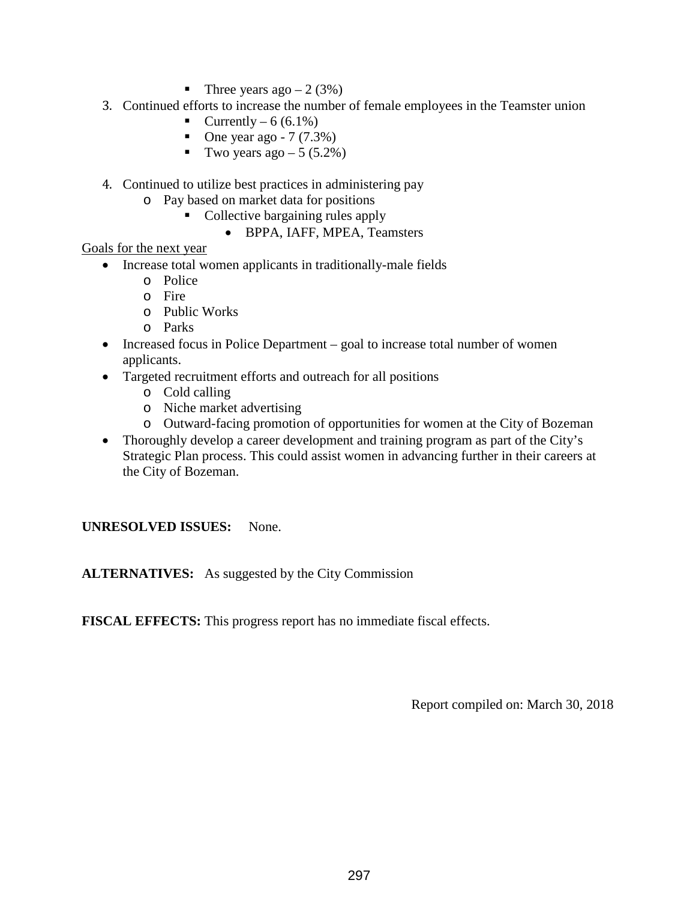- Three years ago – 2 (3%)

3. Continued efforts to increase the number of female employees in the Teamster union
        - Currently – 6 (6.1%)
        - One year ago - 7 (7.3%)
        - Two years ago – 5 (5.2%)

4. Continued to utilize best practices in administering pay
    - Pay based on market data for positions
        - Collective bargaining rules apply
            - BPPA, IAFF, MPEA, Teamsters

<u>Goals for the next year</u>

- Increase total women applicants in traditionally-male fields
    - Police
    - Fire
    - Public Works
    - Parks
- Increased focus in Police Department – goal to increase total number of women applicants.
- Targeted recruitment efforts and outreach for all positions
    - Cold calling
    - Niche market advertising
    - Outward-facing promotion of opportunities for women at the City of Bozeman
- Thoroughly develop a career development and training program as part of the City's Strategic Plan process. This could assist women in advancing further in their careers at the City of Bozeman.

**UNRESOLVED ISSUES:** None.

**ALTERNATIVES:** As suggested by the City Commission

**FISCAL EFFECTS:** This progress report has no immediate fiscal effects.

Report compiled on: March 30, 2018